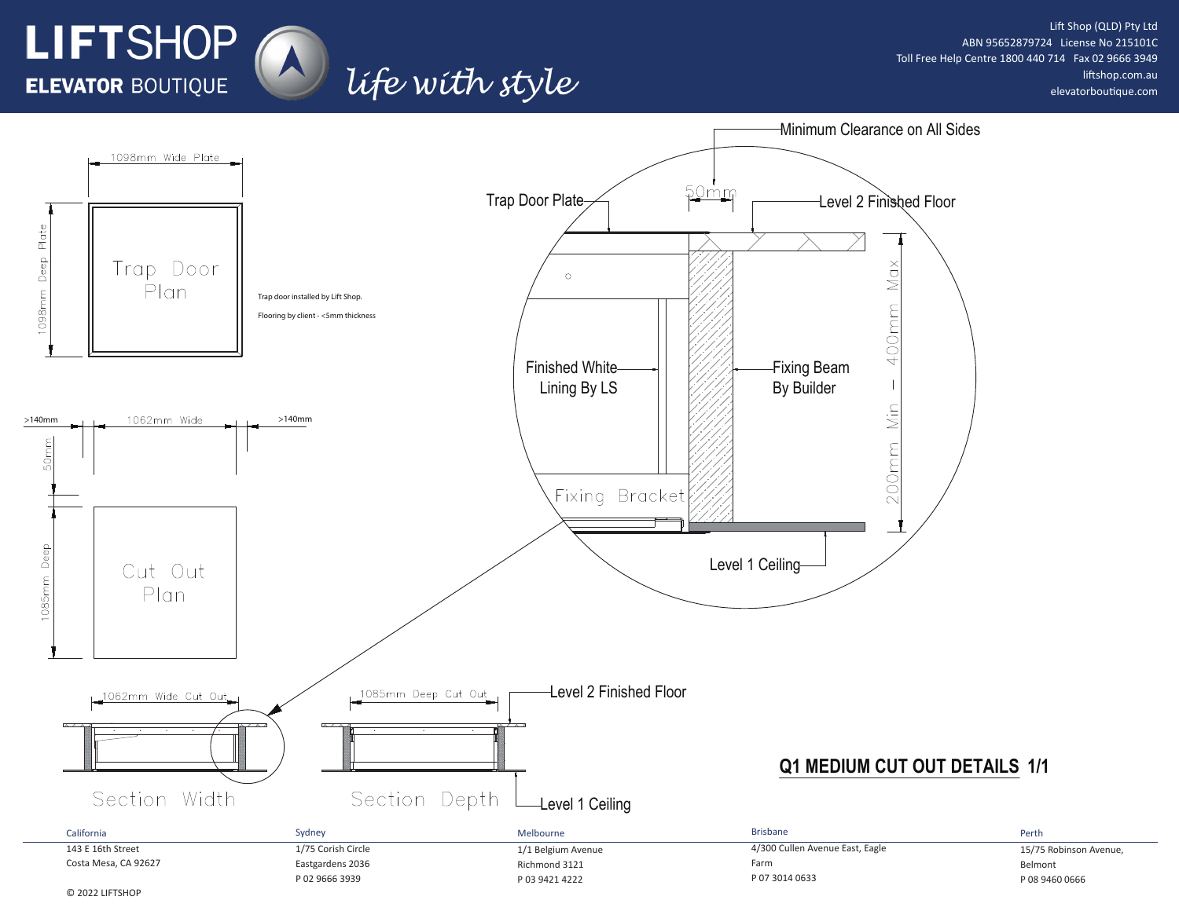# LIFTSHOP ELEVATOR BOUTIQUE

*life with style*

Lift Shop (QLD) Pty Ltd
ABN 95652879724 License No 215101C
Toll Free Help Centre 1800 440 714 Fax 02 9666 3949
liftshop.com.au
elevatorboutique.com

1098mm Wide Plate

1098mm Deep Plate

Trap Door Plan

Trap door installed by Lift Shop.

Flooring by client - <5mm thickness

>140mm 1062mm Wide >140mm

50mm

1085mm Deep

Cut Out Plan

Minimum Clearance on All Sides

50mm

Trap Door Plate

Level 2 Finished Floor

Finished White Lining By LS

Fixing Beam By Builder

200mm Min – 400mm Max

Fixing Bracket

Level 1 Ceiling

1062mm Wide Cut Out

Section Width

1085mm Deep Cut Out

Level 2 Finished Floor

Section Depth

Level 1 Ceiling

## Q1 MEDIUM CUT OUT DETAILS 1/1

| California | Sydney | Melbourne | Brisbane | Perth |
|---|---|---|---|---|
| 143 E 16th Street Costa Mesa, CA 92627 | 1/75 Corish Circle Eastgardens 2036 P 02 9666 3939 | 1/1 Belgium Avenue Richmond 3121 P 03 9421 4222 | 4/300 Cullen Avenue East, Eagle Farm P 07 3014 0633 | 15/75 Robinson Avenue, Belmont P 08 9460 0666 |

© 2022 LIFTSHOP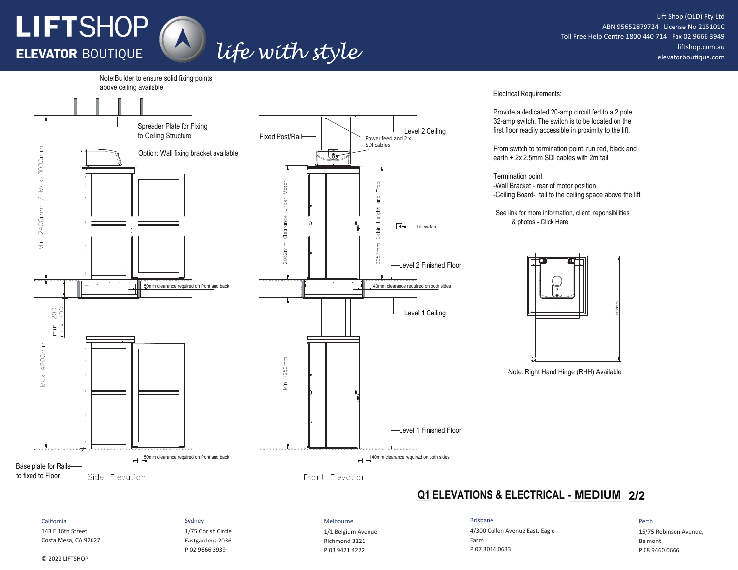# LIFTSHOP ELEVATOR BOUTIQUE

*life with style*

Lift Shop (QLD) Pty Ltd
ABN 95652879724 License No 215101C
Toll Free Help Centre 1800 440 714 Fax 02 9666 3949
liftshop.com.au
elevatorboutique.com

Note:Builder to ensure solid fixing points above ceiling available

Spreader Plate for Fixing to Ceiling Structure

Option: Wall fixing bracket available

Min 2400mm / Max 3000mm

50mm clearance required on front and back

min 200 max 400

Max 4200mm

50mm clearance required on front and back

Base plate for Rails to fixed to Floor

Side Elevation

Fixed Post/Rail

Level 2 Ceiling

Power feed and 2 x SDI cables

2082mm Clearance Under Motor

2057mm Cabin Height and Trap

Lift switch

Level 2 Finished Floor

140mm clearance required on both sides

Level 1 Ceiling

Min 1950mm

Level 1 Finished Floor

140mm clearance required on both sides

Front Elevation

## Electrical Requirements:

Provide a dedicated 20-amp circuit fed to a 2 pole 32-amp switch. The switch is to be located on the first floor readily accessible in proximity to the lift.

From switch to termination point, run red, black and earth + 2x 2.5mm SDI cables with 2m tail

Termination point
-Wall Bracket - rear of motor position
-Ceiling Board- tail to the ceiling space above the lift

See link for more information, client reponsibilities & photos - Click Here

1920mm

Note: Right Hand Hinge (RHH) Available

## Q1 ELEVATIONS & ELECTRICAL - MEDIUM 2/2

| California | Sydney | Melbourne | Brisbane | Perth |
|---|---|---|---|---|
| 143 E 16th Street | 1/75 Corish Circle | 1/1 Belgium Avenue | 4/300 Cullen Avenue East, Eagle Farm | 15/75 Robinson Avenue, Belmont |
| Costa Mesa, CA 92627 | Eastgardens 2036 | Richmond 3121 | P 07 3014 0633 | P 08 9460 0666 |
| | P 02 9666 3939 | P 03 9421 4222 | | |

© 2022 LIFTSHOP